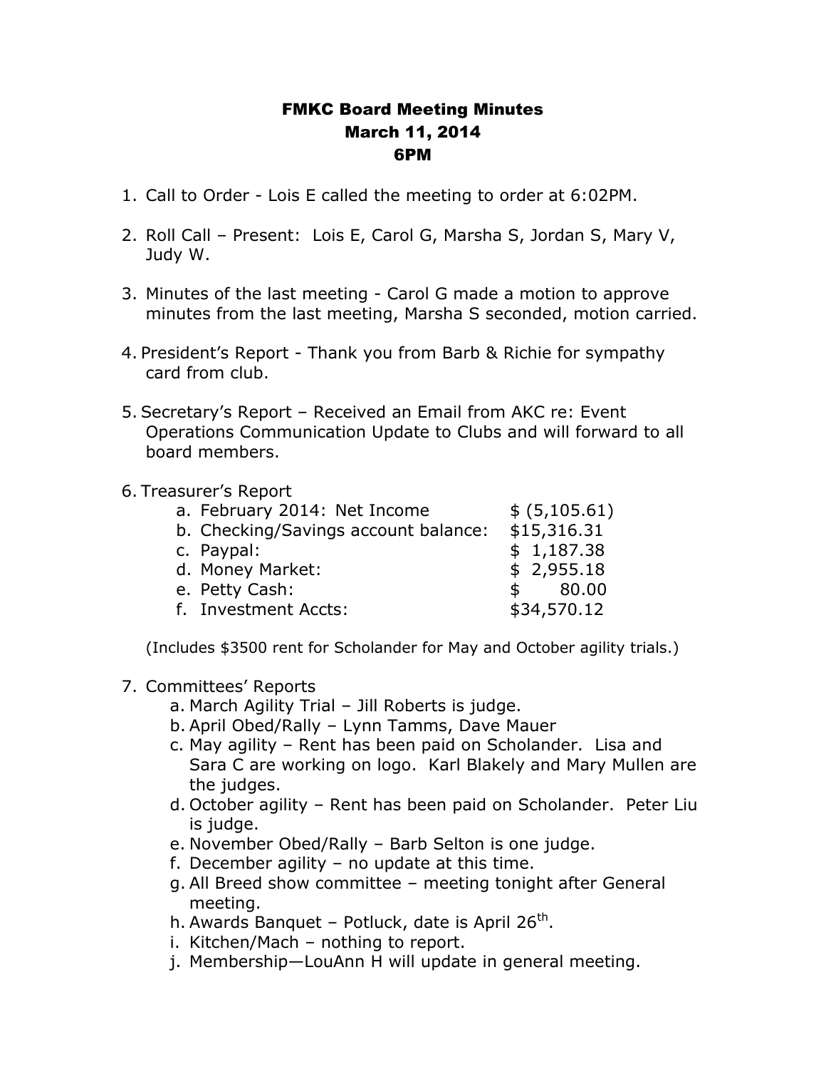# FMKC Board Meeting Minutes
## March 11, 2014
## 6PM

1. Call to Order - Lois E called the meeting to order at 6:02PM.

2. Roll Call – Present: Lois E, Carol G, Marsha S, Jordan S, Mary V, Judy W.

3. Minutes of the last meeting - Carol G made a motion to approve minutes from the last meeting, Marsha S seconded, motion carried.

4. President's Report - Thank you from Barb & Richie for sympathy card from club.

5. Secretary's Report – Received an Email from AKC re: Event Operations Communication Update to Clubs and will forward to all board members.

6. Treasurer's Report

| | |
|---|---|
| a. February 2014: Net Income | $ (5,105.61) |
| b. Checking/Savings account balance: | $15,316.31 |
| c. Paypal: | $ 1,187.38 |
| d. Money Market: | $ 2,955.18 |
| e. Petty Cash: | $ 80.00 |
| f. Investment Accts: | $34,570.12 |

(Includes $3500 rent for Scholander for May and October agility trials.)

7. Committees' Reports
   a. March Agility Trial – Jill Roberts is judge.
   b. April Obed/Rally – Lynn Tamms, Dave Mauer
   c. May agility – Rent has been paid on Scholander. Lisa and Sara C are working on logo. Karl Blakely and Mary Mullen are the judges.
   d. October agility – Rent has been paid on Scholander. Peter Liu is judge.
   e. November Obed/Rally – Barb Selton is one judge.
   f. December agility – no update at this time.
   g. All Breed show committee – meeting tonight after General meeting.
   h. Awards Banquet – Potluck, date is April 26th.
   i. Kitchen/Mach – nothing to report.
   j. Membership—LouAnn H will update in general meeting.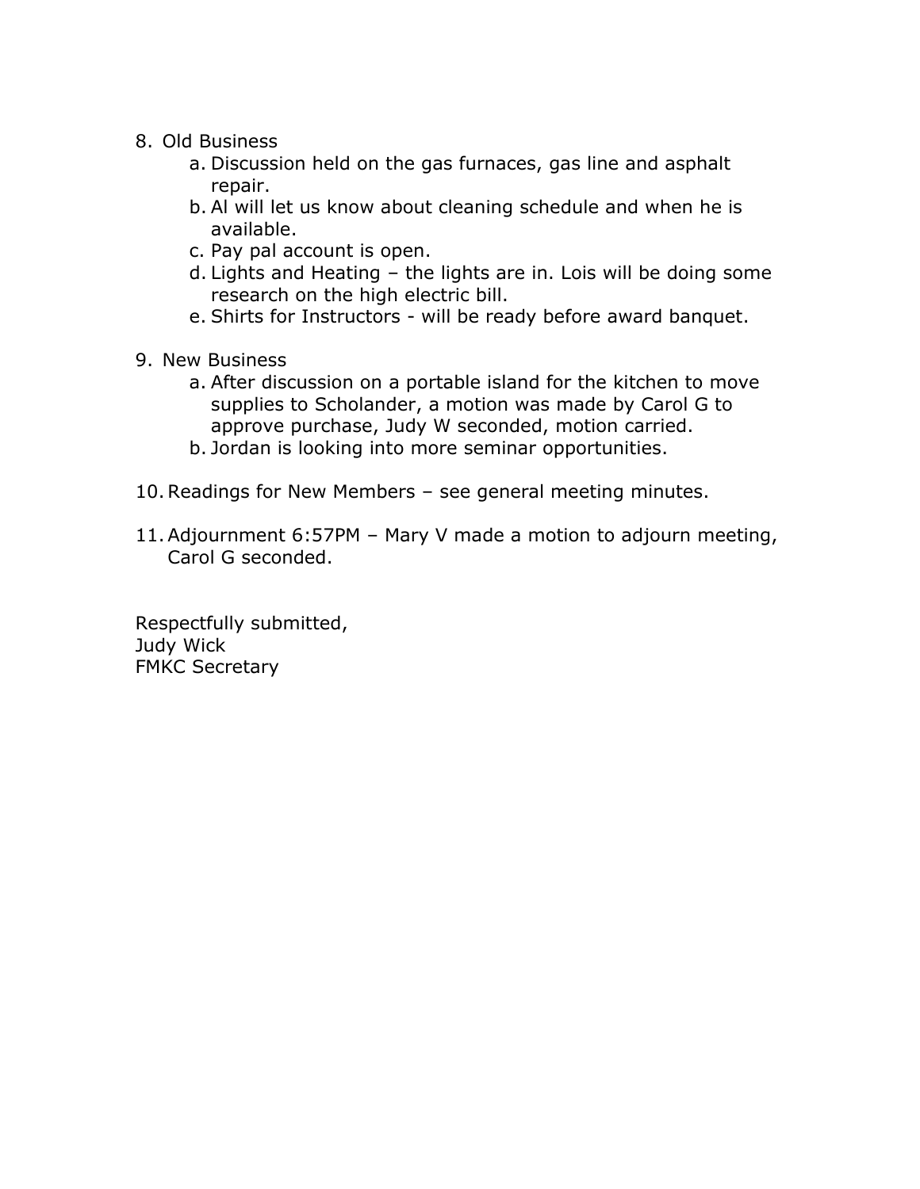8. Old Business
    a. Discussion held on the gas furnaces, gas line and asphalt repair.
    b. Al will let us know about cleaning schedule and when he is available.
    c. Pay pal account is open.
    d. Lights and Heating – the lights are in. Lois will be doing some research on the high electric bill.
    e. Shirts for Instructors - will be ready before award banquet.

9. New Business
    a. After discussion on a portable island for the kitchen to move supplies to Scholander, a motion was made by Carol G to approve purchase, Judy W seconded, motion carried.
    b. Jordan is looking into more seminar opportunities.

10. Readings for New Members – see general meeting minutes.

11. Adjournment 6:57PM – Mary V made a motion to adjourn meeting, Carol G seconded.

Respectfully submitted,
Judy Wick
FMKC Secretary